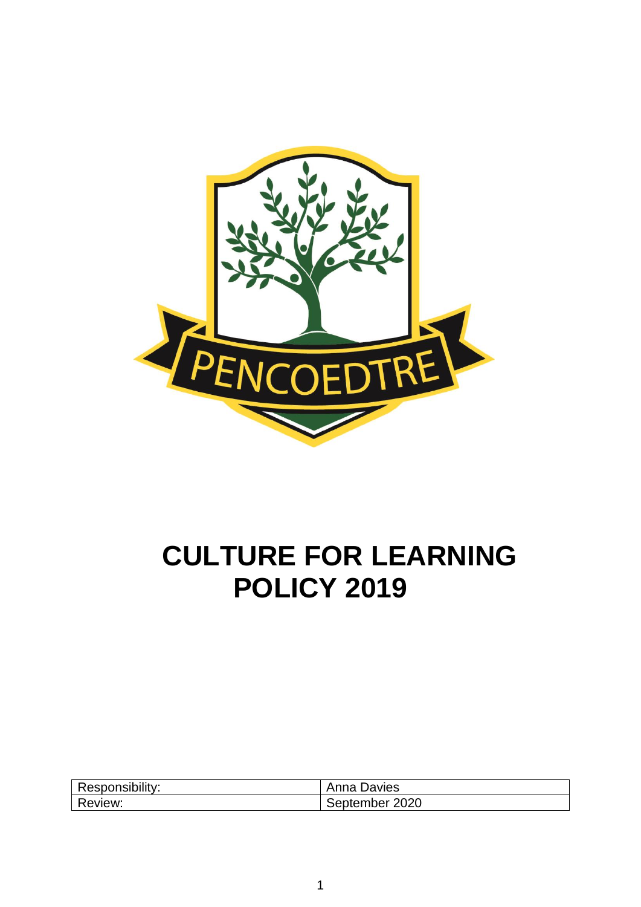# CULTURE FOR LEARNING POLICY 2019

| Responsibility: | Anna Davies |
|---|---|
| Review: | September 2020 |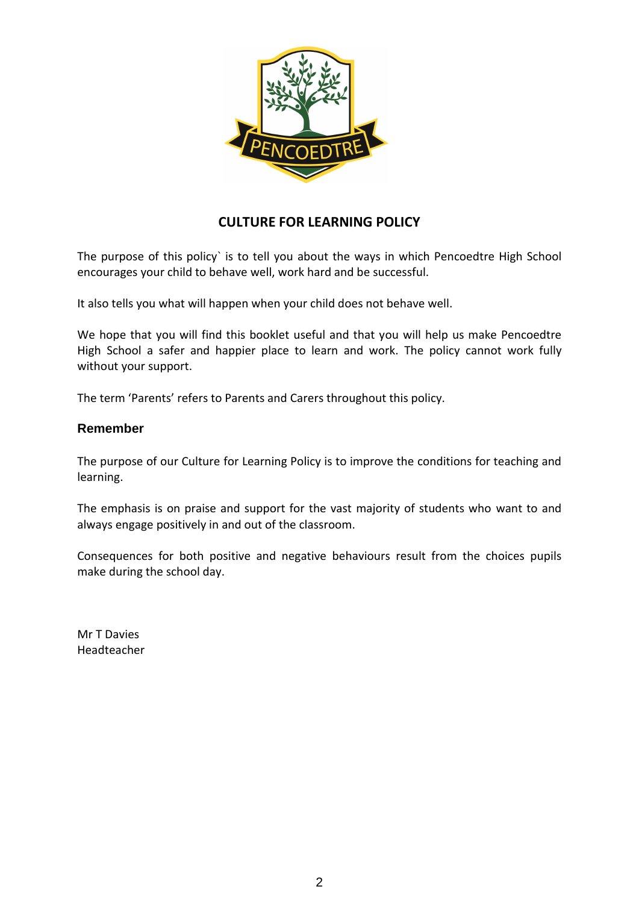# CULTURE FOR LEARNING POLICY

The purpose of this policy` is to tell you about the ways in which Pencoedtre High School encourages your child to behave well, work hard and be successful.

It also tells you what will happen when your child does not behave well.

We hope that you will find this booklet useful and that you will help us make Pencoedtre High School a safer and happier place to learn and work. The policy cannot work fully without your support.

The term 'Parents' refers to Parents and Carers throughout this policy.

## Remember

The purpose of our Culture for Learning Policy is to improve the conditions for teaching and learning.

The emphasis is on praise and support for the vast majority of students who want to and always engage positively in and out of the classroom.

Consequences for both positive and negative behaviours result from the choices pupils make during the school day.

Mr T Davies
Headteacher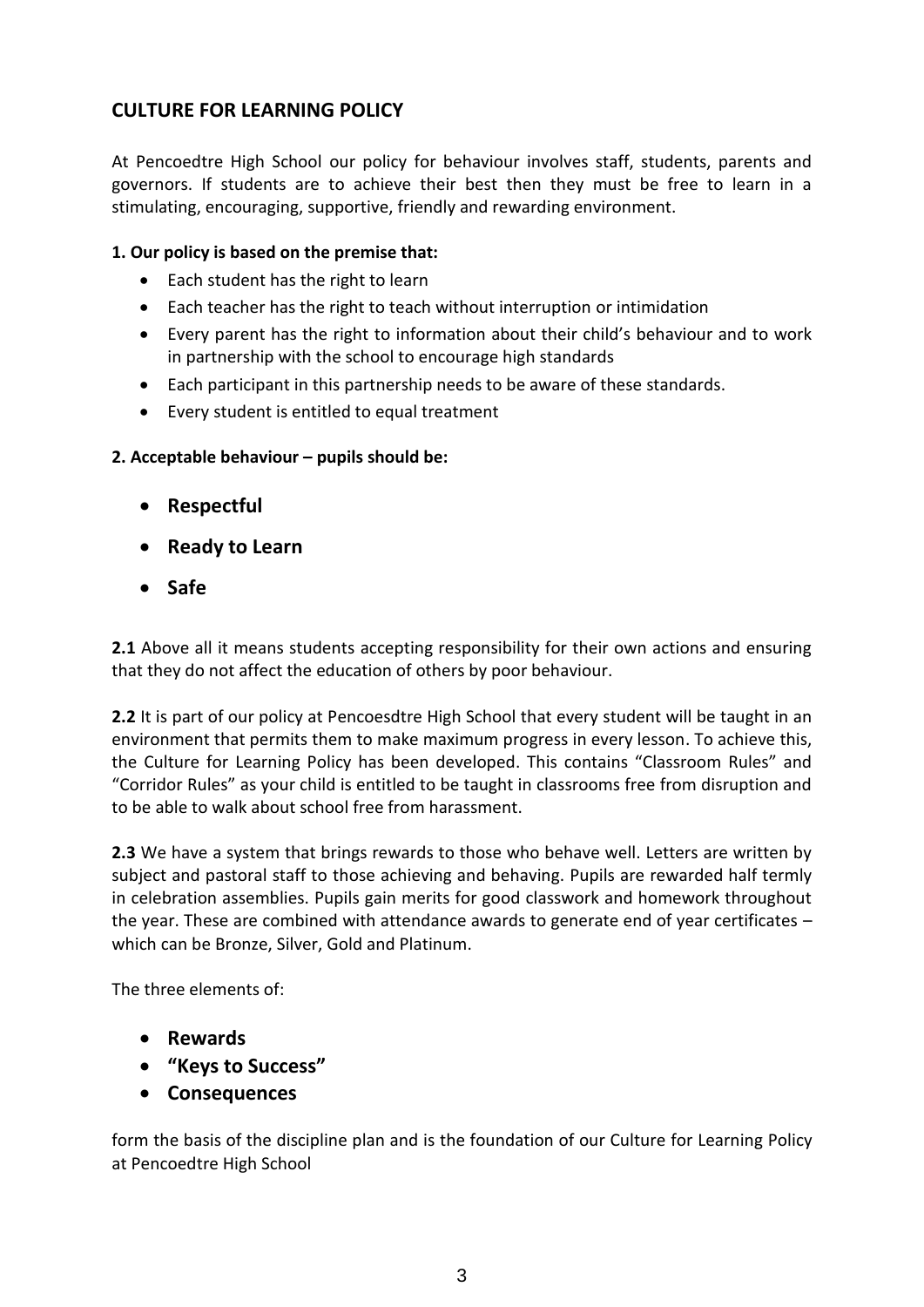## CULTURE FOR LEARNING POLICY

At Pencoedtre High School our policy for behaviour involves staff, students, parents and governors. If students are to achieve their best then they must be free to learn in a stimulating, encouraging, supportive, friendly and rewarding environment.

**1. Our policy is based on the premise that:**

- Each student has the right to learn
- Each teacher has the right to teach without interruption or intimidation
- Every parent has the right to information about their child's behaviour and to work in partnership with the school to encourage high standards
- Each participant in this partnership needs to be aware of these standards.
- Every student is entitled to equal treatment

**2. Acceptable behaviour – pupils should be:**

- **Respectful**
- **Ready to Learn**
- **Safe**

**2.1** Above all it means students accepting responsibility for their own actions and ensuring that they do not affect the education of others by poor behaviour.

**2.2** It is part of our policy at Pencoesdtre High School that every student will be taught in an environment that permits them to make maximum progress in every lesson. To achieve this, the Culture for Learning Policy has been developed. This contains "Classroom Rules" and "Corridor Rules" as your child is entitled to be taught in classrooms free from disruption and to be able to walk about school free from harassment.

**2.3** We have a system that brings rewards to those who behave well. Letters are written by subject and pastoral staff to those achieving and behaving. Pupils are rewarded half termly in celebration assemblies. Pupils gain merits for good classwork and homework throughout the year. These are combined with attendance awards to generate end of year certificates – which can be Bronze, Silver, Gold and Platinum.

The three elements of:

- **Rewards**
- **"Keys to Success"**
- **Consequences**

form the basis of the discipline plan and is the foundation of our Culture for Learning Policy at Pencoedtre High School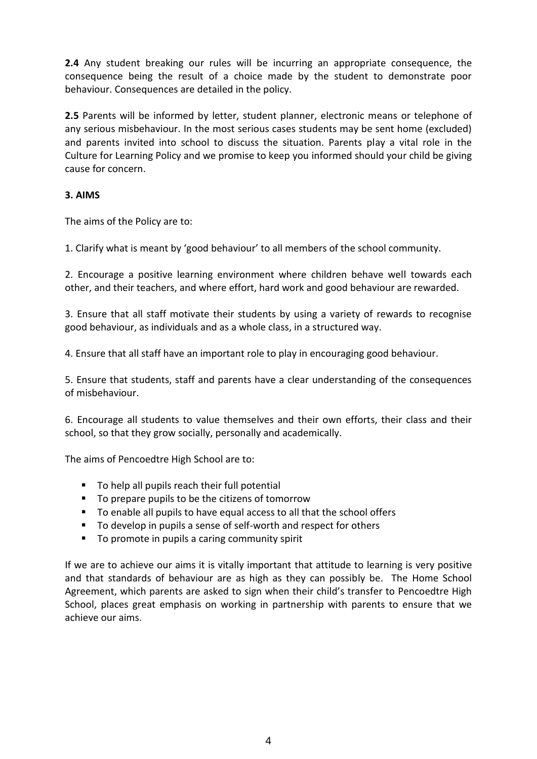**2.4** Any student breaking our rules will be incurring an appropriate consequence, the consequence being the result of a choice made by the student to demonstrate poor behaviour. Consequences are detailed in the policy.

**2.5** Parents will be informed by letter, student planner, electronic means or telephone of any serious misbehaviour. In the most serious cases students may be sent home (excluded) and parents invited into school to discuss the situation. Parents play a vital role in the Culture for Learning Policy and we promise to keep you informed should your child be giving cause for concern.

**3. AIMS**

The aims of the Policy are to:

1. Clarify what is meant by 'good behaviour' to all members of the school community.

2. Encourage a positive learning environment where children behave well towards each other, and their teachers, and where effort, hard work and good behaviour are rewarded.

3. Ensure that all staff motivate their students by using a variety of rewards to recognise good behaviour, as individuals and as a whole class, in a structured way.

4. Ensure that all staff have an important role to play in encouraging good behaviour.

5. Ensure that students, staff and parents have a clear understanding of the consequences of misbehaviour.

6. Encourage all students to value themselves and their own efforts, their class and their school, so that they grow socially, personally and academically.

The aims of Pencoedtre High School are to:

- To help all pupils reach their full potential
- To prepare pupils to be the citizens of tomorrow
- To enable all pupils to have equal access to all that the school offers
- To develop in pupils a sense of self-worth and respect for others
- To promote in pupils a caring community spirit

If we are to achieve our aims it is vitally important that attitude to learning is very positive and that standards of behaviour are as high as they can possibly be. The Home School Agreement, which parents are asked to sign when their child's transfer to Pencoedtre High School, places great emphasis on working in partnership with parents to ensure that we achieve our aims.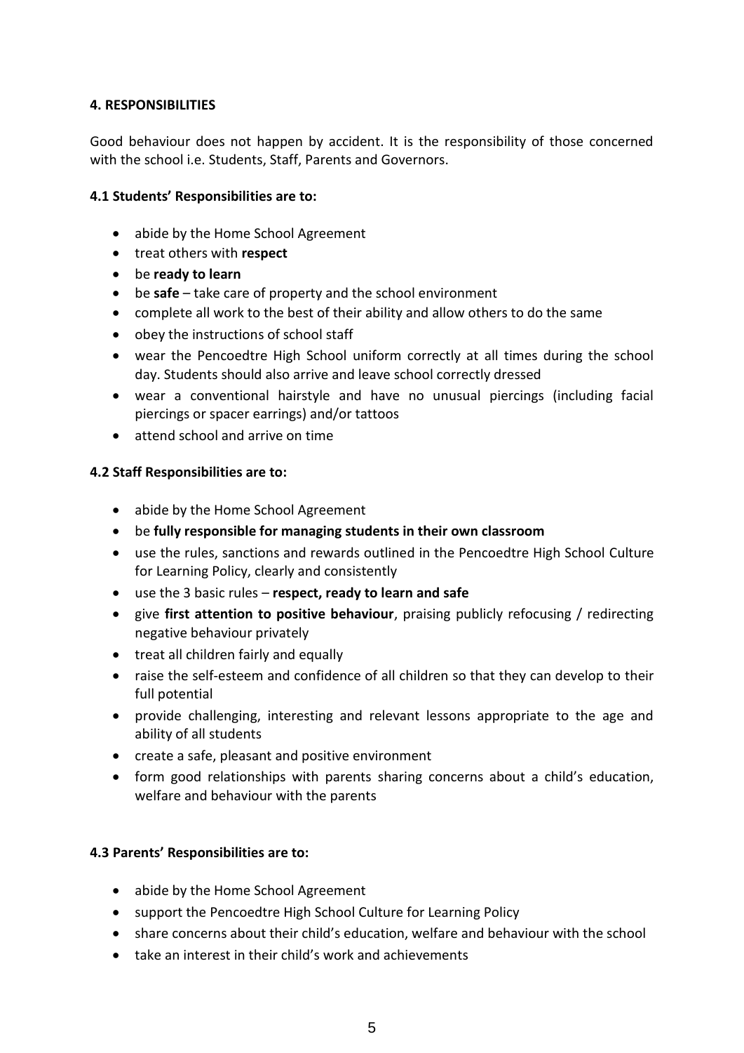## 4. RESPONSIBILITIES

Good behaviour does not happen by accident. It is the responsibility of those concerned with the school i.e. Students, Staff, Parents and Governors.

### 4.1 Students' Responsibilities are to:

- abide by the Home School Agreement
- treat others with **respect**
- be **ready to learn**
- be **safe** – take care of property and the school environment
- complete all work to the best of their ability and allow others to do the same
- obey the instructions of school staff
- wear the Pencoedtre High School uniform correctly at all times during the school day. Students should also arrive and leave school correctly dressed
- wear a conventional hairstyle and have no unusual piercings (including facial piercings or spacer earrings) and/or tattoos
- attend school and arrive on time

### 4.2 Staff Responsibilities are to:

- abide by the Home School Agreement
- be **fully responsible for managing students in their own classroom**
- use the rules, sanctions and rewards outlined in the Pencoedtre High School Culture for Learning Policy, clearly and consistently
- use the 3 basic rules – **respect, ready to learn and safe**
- give **first attention to positive behaviour**, praising publicly refocusing / redirecting negative behaviour privately
- treat all children fairly and equally
- raise the self-esteem and confidence of all children so that they can develop to their full potential
- provide challenging, interesting and relevant lessons appropriate to the age and ability of all students
- create a safe, pleasant and positive environment
- form good relationships with parents sharing concerns about a child's education, welfare and behaviour with the parents

### 4.3 Parents' Responsibilities are to:

- abide by the Home School Agreement
- support the Pencoedtre High School Culture for Learning Policy
- share concerns about their child's education, welfare and behaviour with the school
- take an interest in their child's work and achievements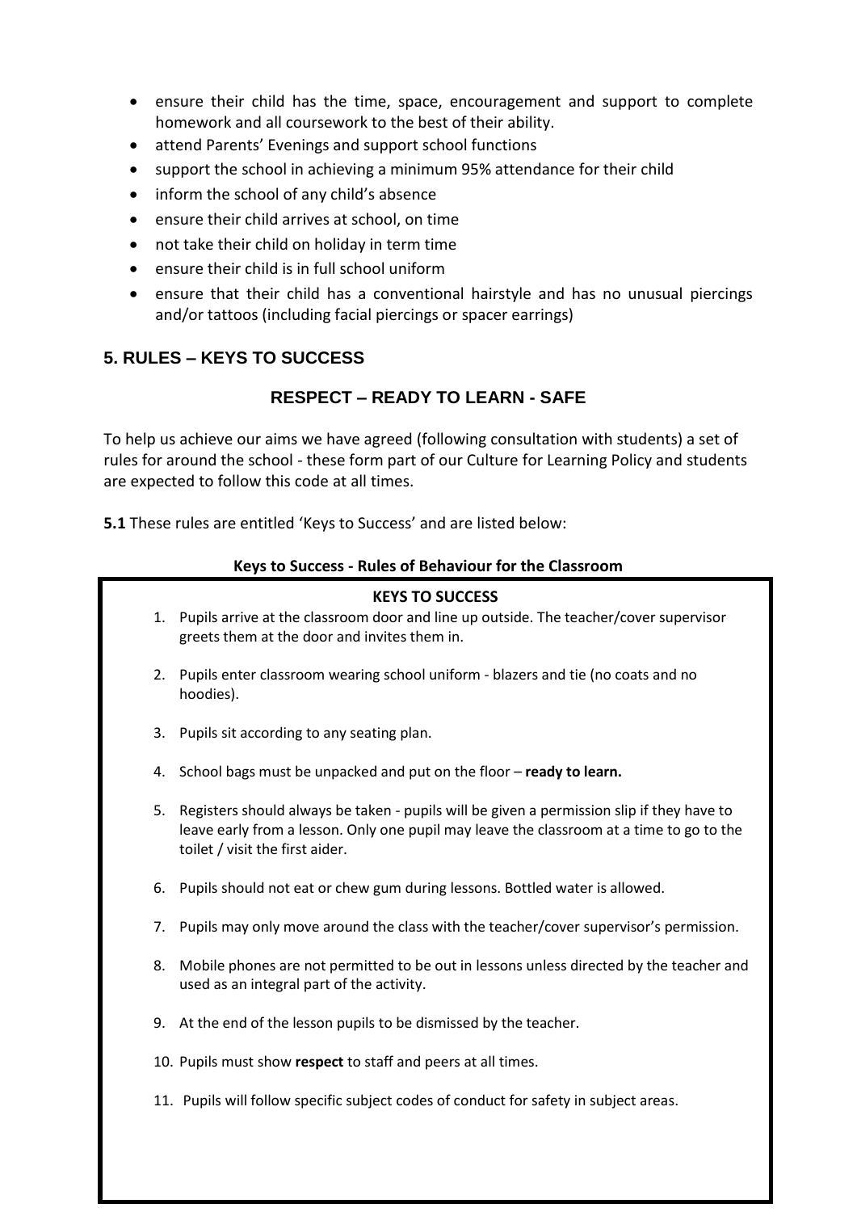- ensure their child has the time, space, encouragement and support to complete homework and all coursework to the best of their ability.
- attend Parents' Evenings and support school functions
- support the school in achieving a minimum 95% attendance for their child
- inform the school of any child's absence
- ensure their child arrives at school, on time
- not take their child on holiday in term time
- ensure their child is in full school uniform
- ensure that their child has a conventional hairstyle and has no unusual piercings and/or tattoos (including facial piercings or spacer earrings)

## 5. RULES – KEYS TO SUCCESS

### RESPECT – READY TO LEARN - SAFE

To help us achieve our aims we have agreed (following consultation with students) a set of rules for around the school - these form part of our Culture for Learning Policy and students are expected to follow this code at all times.

**5.1** These rules are entitled 'Keys to Success' and are listed below:

**Keys to Success - Rules of Behaviour for the Classroom**

**KEYS TO SUCCESS**

1. Pupils arrive at the classroom door and line up outside. The teacher/cover supervisor greets them at the door and invites them in.
2. Pupils enter classroom wearing school uniform - blazers and tie (no coats and no hoodies).
3. Pupils sit according to any seating plan.
4. School bags must be unpacked and put on the floor – **ready to learn.**
5. Registers should always be taken - pupils will be given a permission slip if they have to leave early from a lesson. Only one pupil may leave the classroom at a time to go to the toilet / visit the first aider.
6. Pupils should not eat or chew gum during lessons. Bottled water is allowed.
7. Pupils may only move around the class with the teacher/cover supervisor's permission.
8. Mobile phones are not permitted to be out in lessons unless directed by the teacher and used as an integral part of the activity.
9. At the end of the lesson pupils to be dismissed by the teacher.
10. Pupils must show **respect** to staff and peers at all times.
11. Pupils will follow specific subject codes of conduct for safety in subject areas.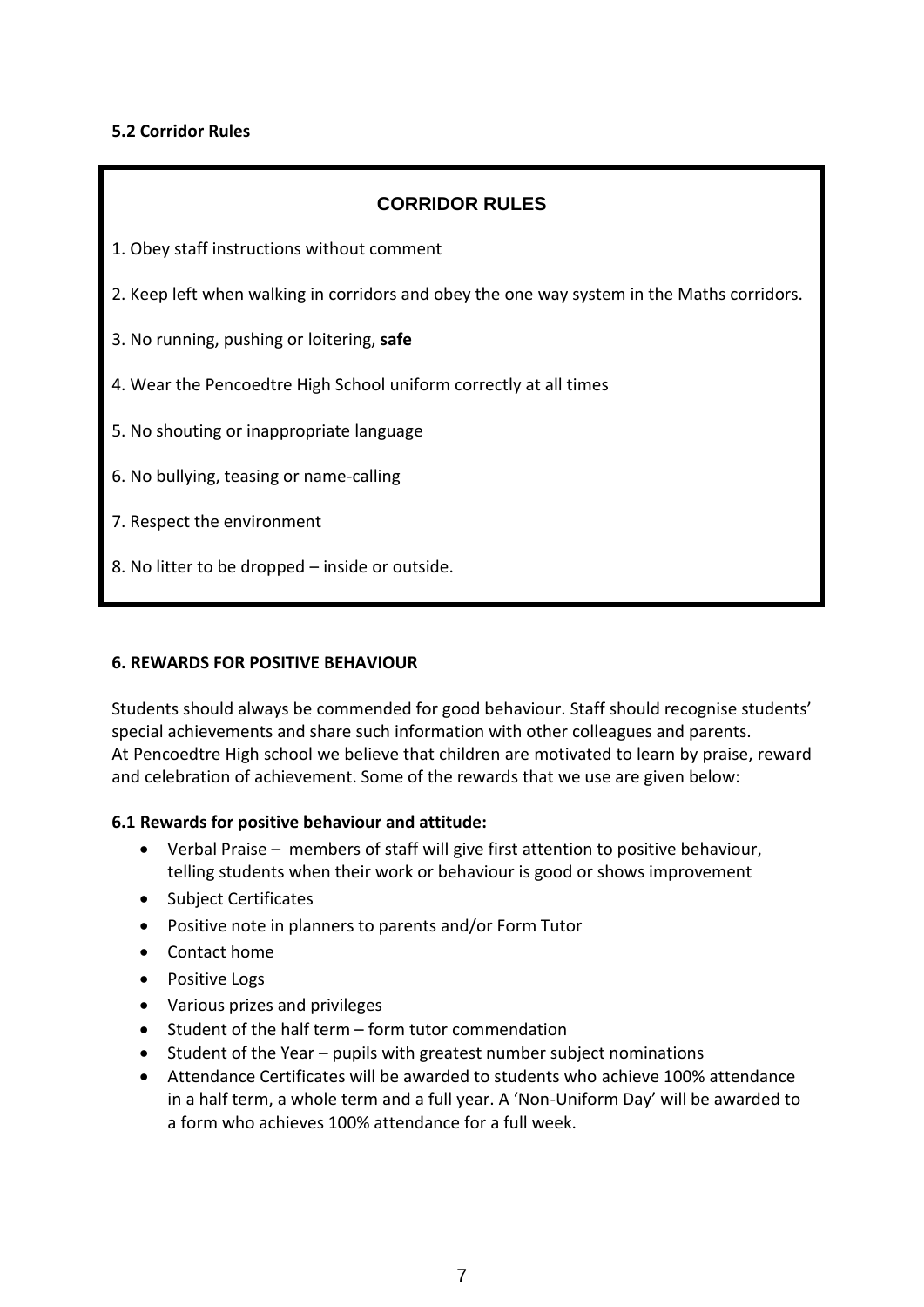**5.2 Corridor Rules**

## CORRIDOR RULES

1. Obey staff instructions without comment
2. Keep left when walking in corridors and obey the one way system in the Maths corridors.
3. No running, pushing or loitering, **safe**
4. Wear the Pencoedtre High School uniform correctly at all times
5. No shouting or inappropriate language
6. No bullying, teasing or name-calling
7. Respect the environment
8. No litter to be dropped – inside or outside.

**6. REWARDS FOR POSITIVE BEHAVIOUR**

Students should always be commended for good behaviour. Staff should recognise students' special achievements and share such information with other colleagues and parents.
At Pencoedtre High school we believe that children are motivated to learn by praise, reward and celebration of achievement. Some of the rewards that we use are given below:

**6.1 Rewards for positive behaviour and attitude:**

- Verbal Praise – members of staff will give first attention to positive behaviour, telling students when their work or behaviour is good or shows improvement
- Subject Certificates
- Positive note in planners to parents and/or Form Tutor
- Contact home
- Positive Logs
- Various prizes and privileges
- Student of the half term – form tutor commendation
- Student of the Year – pupils with greatest number subject nominations
- Attendance Certificates will be awarded to students who achieve 100% attendance in a half term, a whole term and a full year. A 'Non-Uniform Day' will be awarded to a form who achieves 100% attendance for a full week.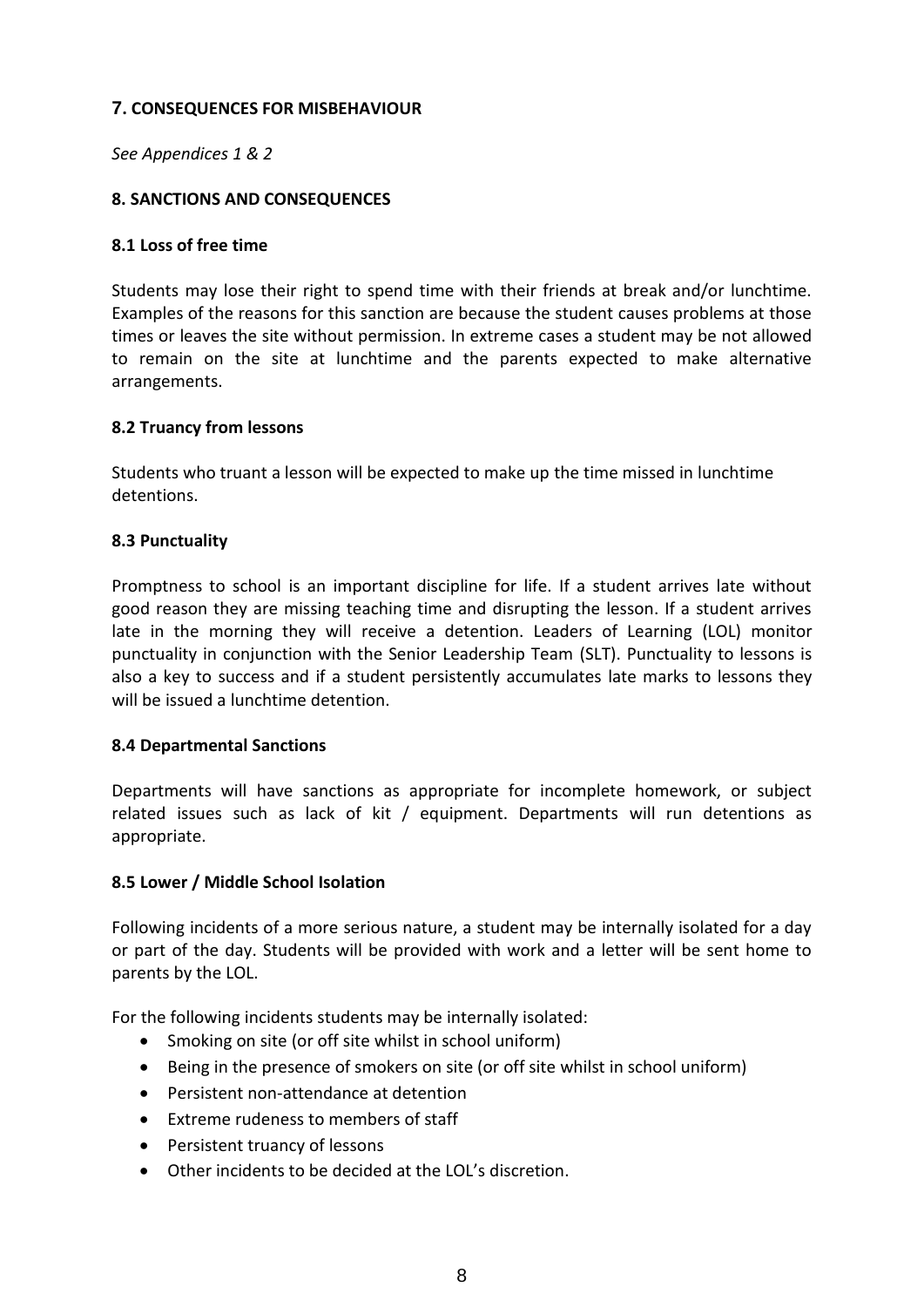## 7. CONSEQUENCES FOR MISBEHAVIOUR

*See Appendices 1 & 2*

## 8. SANCTIONS AND CONSEQUENCES

### 8.1 Loss of free time

Students may lose their right to spend time with their friends at break and/or lunchtime. Examples of the reasons for this sanction are because the student causes problems at those times or leaves the site without permission. In extreme cases a student may be not allowed to remain on the site at lunchtime and the parents expected to make alternative arrangements.

### 8.2 Truancy from lessons

Students who truant a lesson will be expected to make up the time missed in lunchtime detentions.

### 8.3 Punctuality

Promptness to school is an important discipline for life. If a student arrives late without good reason they are missing teaching time and disrupting the lesson. If a student arrives late in the morning they will receive a detention. Leaders of Learning (LOL) monitor punctuality in conjunction with the Senior Leadership Team (SLT). Punctuality to lessons is also a key to success and if a student persistently accumulates late marks to lessons they will be issued a lunchtime detention.

### 8.4 Departmental Sanctions

Departments will have sanctions as appropriate for incomplete homework, or subject related issues such as lack of kit / equipment. Departments will run detentions as appropriate.

### 8.5 Lower / Middle School Isolation

Following incidents of a more serious nature, a student may be internally isolated for a day or part of the day. Students will be provided with work and a letter will be sent home to parents by the LOL.

For the following incidents students may be internally isolated:

- Smoking on site (or off site whilst in school uniform)
- Being in the presence of smokers on site (or off site whilst in school uniform)
- Persistent non-attendance at detention
- Extreme rudeness to members of staff
- Persistent truancy of lessons
- Other incidents to be decided at the LOL's discretion.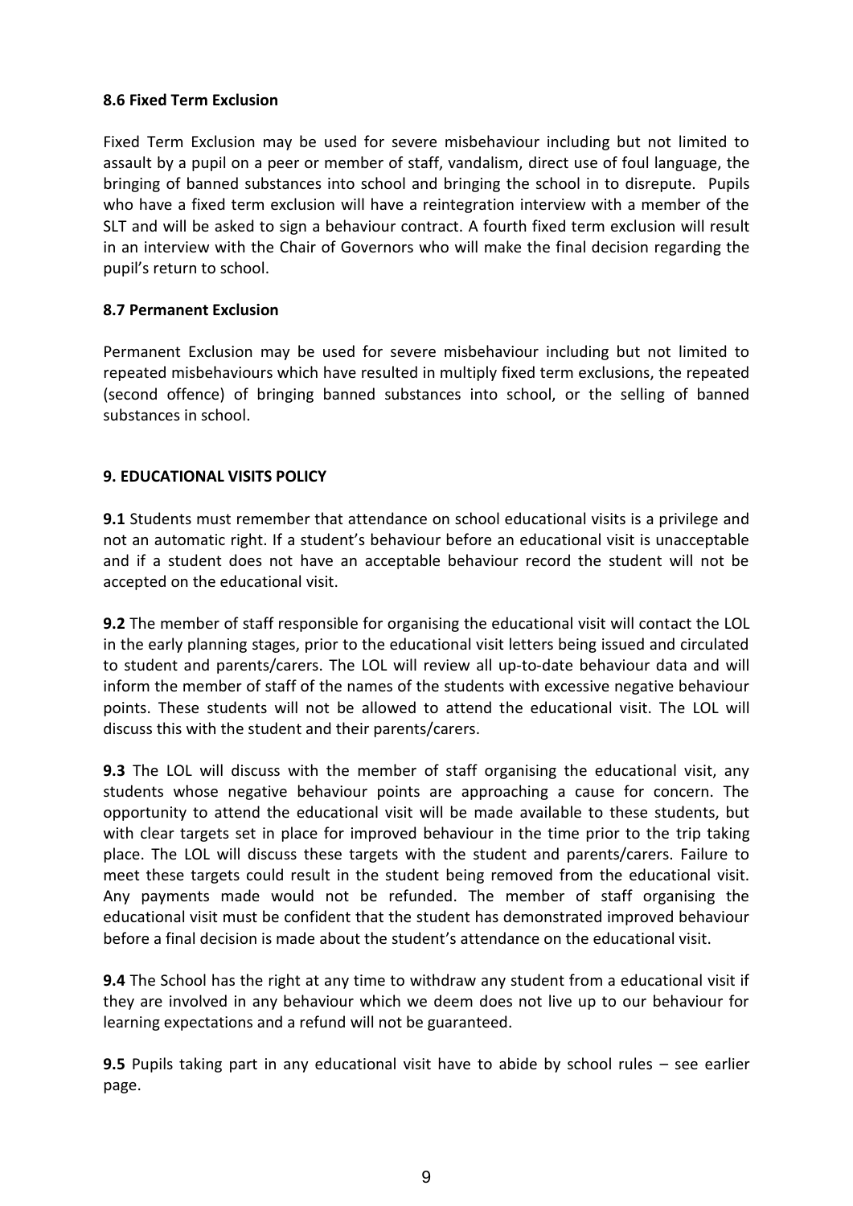### 8.6 Fixed Term Exclusion

Fixed Term Exclusion may be used for severe misbehaviour including but not limited to assault by a pupil on a peer or member of staff, vandalism, direct use of foul language, the bringing of banned substances into school and bringing the school in to disrepute. Pupils who have a fixed term exclusion will have a reintegration interview with a member of the SLT and will be asked to sign a behaviour contract. A fourth fixed term exclusion will result in an interview with the Chair of Governors who will make the final decision regarding the pupil's return to school.

### 8.7 Permanent Exclusion

Permanent Exclusion may be used for severe misbehaviour including but not limited to repeated misbehaviours which have resulted in multiply fixed term exclusions, the repeated (second offence) of bringing banned substances into school, or the selling of banned substances in school.

## 9. EDUCATIONAL VISITS POLICY

**9.1** Students must remember that attendance on school educational visits is a privilege and not an automatic right. If a student's behaviour before an educational visit is unacceptable and if a student does not have an acceptable behaviour record the student will not be accepted on the educational visit.

**9.2** The member of staff responsible for organising the educational visit will contact the LOL in the early planning stages, prior to the educational visit letters being issued and circulated to student and parents/carers. The LOL will review all up-to-date behaviour data and will inform the member of staff of the names of the students with excessive negative behaviour points. These students will not be allowed to attend the educational visit. The LOL will discuss this with the student and their parents/carers.

**9.3** The LOL will discuss with the member of staff organising the educational visit, any students whose negative behaviour points are approaching a cause for concern. The opportunity to attend the educational visit will be made available to these students, but with clear targets set in place for improved behaviour in the time prior to the trip taking place. The LOL will discuss these targets with the student and parents/carers. Failure to meet these targets could result in the student being removed from the educational visit. Any payments made would not be refunded. The member of staff organising the educational visit must be confident that the student has demonstrated improved behaviour before a final decision is made about the student's attendance on the educational visit.

**9.4** The School has the right at any time to withdraw any student from a educational visit if they are involved in any behaviour which we deem does not live up to our behaviour for learning expectations and a refund will not be guaranteed.

**9.5** Pupils taking part in any educational visit have to abide by school rules – see earlier page.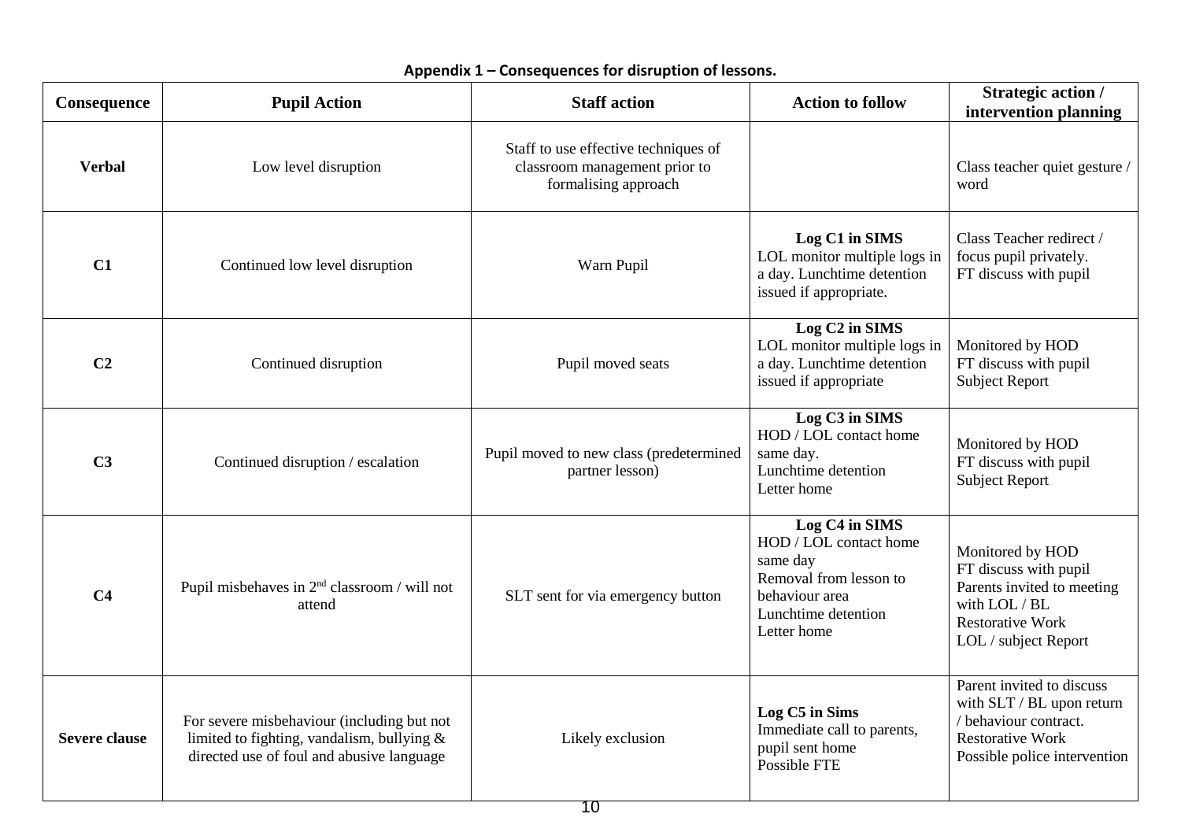**Appendix 1 – Consequences for disruption of lessons.**

| Consequence | Pupil Action | Staff action | Action to follow | Strategic action / intervention planning |
|---|---|---|---|---|
| **Verbal** | Low level disruption | Staff to use effective techniques of classroom management prior to formalising approach | | Class teacher quiet gesture / word |
| **C1** | Continued low level disruption | Warn Pupil | **Log C1 in SIMS**<br>LOL monitor multiple logs in a day. Lunchtime detention issued if appropriate. | Class Teacher redirect / focus pupil privately.<br>FT discuss with pupil |
| **C2** | Continued disruption | Pupil moved seats | **Log C2 in SIMS**<br>LOL monitor multiple logs in a day. Lunchtime detention issued if appropriate | Monitored by HOD<br>FT discuss with pupil<br>Subject Report |
| **C3** | Continued disruption / escalation | Pupil moved to new class (predetermined partner lesson) | **Log C3 in SIMS**<br>HOD / LOL contact home same day.<br>Lunchtime detention<br>Letter home | Monitored by HOD<br>FT discuss with pupil<br>Subject Report |
| **C4** | Pupil misbehaves in 2nd classroom / will not attend | SLT sent for via emergency button | **Log C4 in SIMS**<br>HOD / LOL contact home same day<br>Removal from lesson to behaviour area<br>Lunchtime detention<br>Letter home | Monitored by HOD<br>FT discuss with pupil<br>Parents invited to meeting with LOL / BL<br>Restorative Work<br>LOL / subject Report |
| **Severe clause** | For severe misbehaviour (including but not limited to fighting, vandalism, bullying & directed use of foul and abusive language | Likely exclusion | **Log C5 in Sims**<br>Immediate call to parents, pupil sent home<br>Possible FTE | Parent invited to discuss with SLT / BL upon return / behaviour contract.<br>Restorative Work<br>Possible police intervention |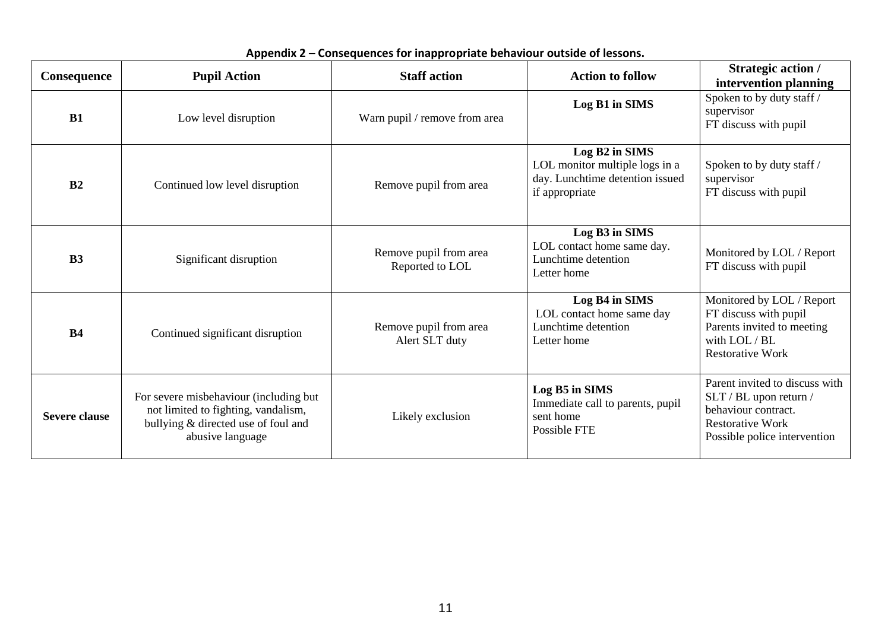**Appendix 2 – Consequences for inappropriate behaviour outside of lessons.**

| Consequence | Pupil Action | Staff action | Action to follow | Strategic action / intervention planning |
|---|---|---|---|---|
| **B1** | Low level disruption | Warn pupil / remove from area | **Log B1 in SIMS** | Spoken to by duty staff / supervisor<br>FT discuss with pupil |
| **B2** | Continued low level disruption | Remove pupil from area | **Log B2 in SIMS**<br>LOL monitor multiple logs in a day. Lunchtime detention issued if appropriate | Spoken to by duty staff / supervisor<br>FT discuss with pupil |
| **B3** | Significant disruption | Remove pupil from area<br>Reported to LOL | **Log B3 in SIMS**<br>LOL contact home same day.<br>Lunchtime detention<br>Letter home | Monitored by LOL / Report<br>FT discuss with pupil |
| **B4** | Continued significant disruption | Remove pupil from area<br>Alert SLT duty | **Log B4 in SIMS**<br>LOL contact home same day<br>Lunchtime detention<br>Letter home | Monitored by LOL / Report<br>FT discuss with pupil<br>Parents invited to meeting with LOL / BL<br>Restorative Work |
| **Severe clause** | For severe misbehaviour (including but not limited to fighting, vandalism, bullying & directed use of foul and abusive language | Likely exclusion | **Log B5 in SIMS**<br>Immediate call to parents, pupil sent home<br>Possible FTE | Parent invited to discuss with SLT / BL upon return / behaviour contract.<br>Restorative Work<br>Possible police intervention |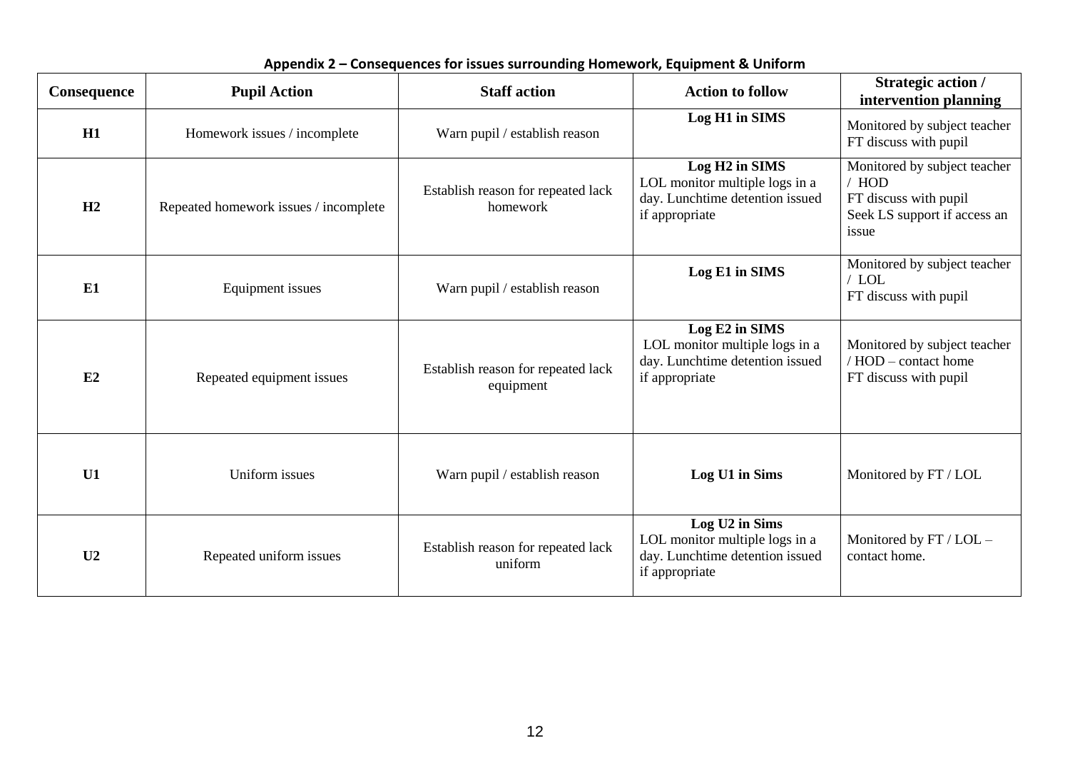**Appendix 2 – Consequences for issues surrounding Homework, Equipment & Uniform**

| Consequence | Pupil Action | Staff action | Action to follow | Strategic action / intervention planning |
|---|---|---|---|---|
| **H1** | Homework issues / incomplete | Warn pupil / establish reason | **Log H1 in SIMS** | Monitored by subject teacher<br>FT discuss with pupil |
| **H2** | Repeated homework issues / incomplete | Establish reason for repeated lack homework | **Log H2 in SIMS**<br>LOL monitor multiple logs in a day. Lunchtime detention issued if appropriate | Monitored by subject teacher / HOD<br>FT discuss with pupil<br>Seek LS support if access an issue |
| **E1** | Equipment issues | Warn pupil / establish reason | **Log E1 in SIMS** | Monitored by subject teacher / LOL<br>FT discuss with pupil |
| **E2** | Repeated equipment issues | Establish reason for repeated lack equipment | **Log E2 in SIMS**<br>LOL monitor multiple logs in a day. Lunchtime detention issued if appropriate | Monitored by subject teacher / HOD – contact home<br>FT discuss with pupil |
| **U1** | Uniform issues | Warn pupil / establish reason | **Log U1 in Sims** | Monitored by FT / LOL |
| **U2** | Repeated uniform issues | Establish reason for repeated lack uniform | **Log U2 in Sims**<br>LOL monitor multiple logs in a day. Lunchtime detention issued if appropriate | Monitored by FT / LOL – contact home. |